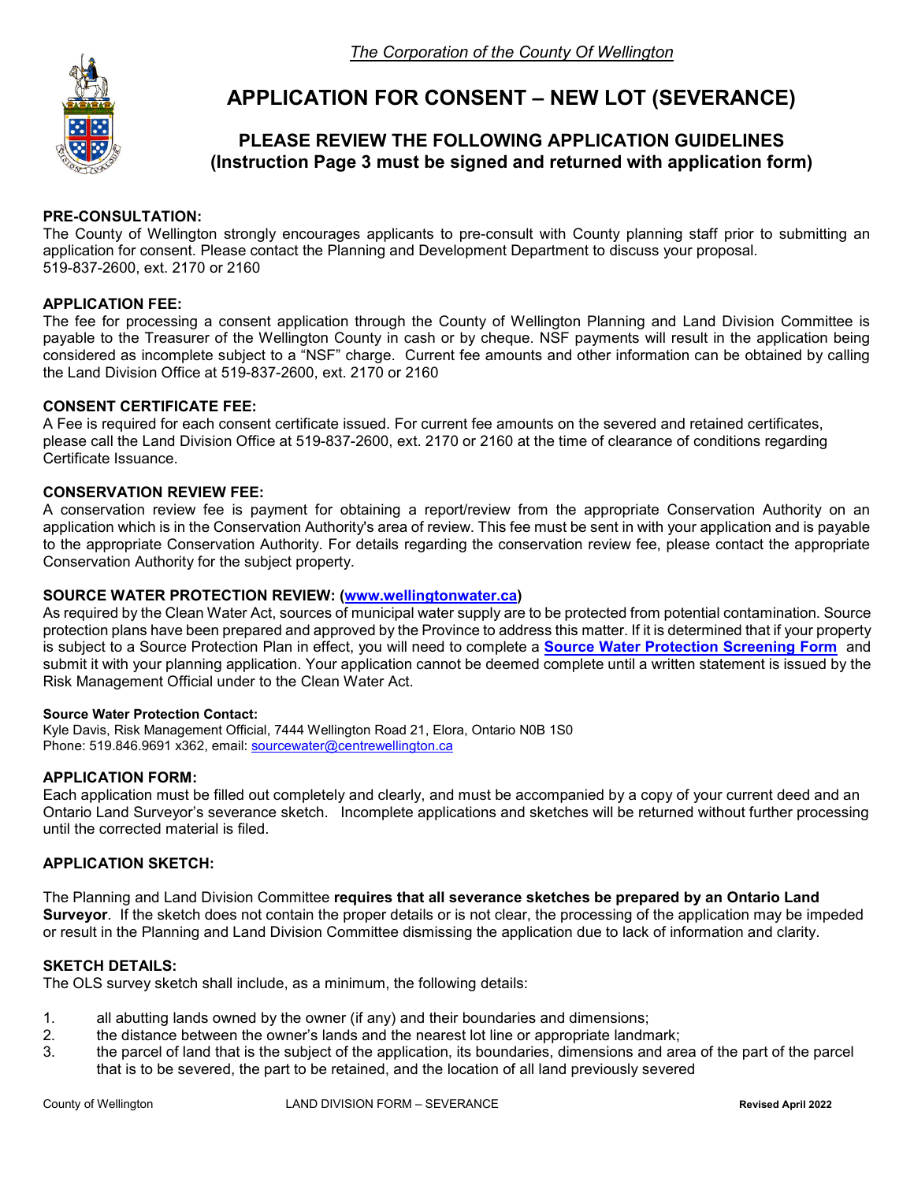*The Corporation of the County Of Wellington*

# APPLICATION FOR CONSENT – NEW LOT (SEVERANCE)

## PLEASE REVIEW THE FOLLOWING APPLICATION GUIDELINES (Instruction Page 3 must be signed and returned with application form)

**PRE-CONSULTATION:**
The County of Wellington strongly encourages applicants to pre-consult with County planning staff prior to submitting an application for consent. Please contact the Planning and Development Department to discuss your proposal.
519-837-2600, ext. 2170 or 2160

**APPLICATION FEE:**
The fee for processing a consent application through the County of Wellington Planning and Land Division Committee is payable to the Treasurer of the Wellington County in cash or by cheque. NSF payments will result in the application being considered as incomplete subject to a "NSF" charge. Current fee amounts and other information can be obtained by calling the Land Division Office at 519-837-2600, ext. 2170 or 2160

**CONSENT CERTIFICATE FEE:**
A Fee is required for each consent certificate issued. For current fee amounts on the severed and retained certificates, please call the Land Division Office at 519-837-2600, ext. 2170 or 2160 at the time of clearance of conditions regarding Certificate Issuance.

**CONSERVATION REVIEW FEE:**
A conservation review fee is payment for obtaining a report/review from the appropriate Conservation Authority on an application which is in the Conservation Authority's area of review. This fee must be sent in with your application and is payable to the appropriate Conservation Authority. For details regarding the conservation review fee, please contact the appropriate Conservation Authority for the subject property.

**SOURCE WATER PROTECTION REVIEW: (www.wellingtonwater.ca)**
As required by the Clean Water Act, sources of municipal water supply are to be protected from potential contamination. Source protection plans have been prepared and approved by the Province to address this matter. If it is determined that if your property is subject to a Source Protection Plan in effect, you will need to complete a **Source Water Protection Screening Form** and submit it with your planning application. Your application cannot be deemed complete until a written statement is issued by the Risk Management Official under to the Clean Water Act.

**Source Water Protection Contact:**
Kyle Davis, Risk Management Official, 7444 Wellington Road 21, Elora, Ontario N0B 1S0
Phone: 519.846.9691 x362, email: sourcewater@centrewellington.ca

**APPLICATION FORM:**
Each application must be filled out completely and clearly, and must be accompanied by a copy of your current deed and an Ontario Land Surveyor's severance sketch. Incomplete applications and sketches will be returned without further processing until the corrected material is filed.

**APPLICATION SKETCH:**

The Planning and Land Division Committee **requires that all severance sketches be prepared by an Ontario Land Surveyor**. If the sketch does not contain the proper details or is not clear, the processing of the application may be impeded or result in the Planning and Land Division Committee dismissing the application due to lack of information and clarity.

**SKETCH DETAILS:**
The OLS survey sketch shall include, as a minimum, the following details:

1. all abutting lands owned by the owner (if any) and their boundaries and dimensions;
2. the distance between the owner's lands and the nearest lot line or appropriate landmark;
3. the parcel of land that is the subject of the application, its boundaries, dimensions and area of the part of the parcel that is to be severed, the part to be retained, and the location of all land previously severed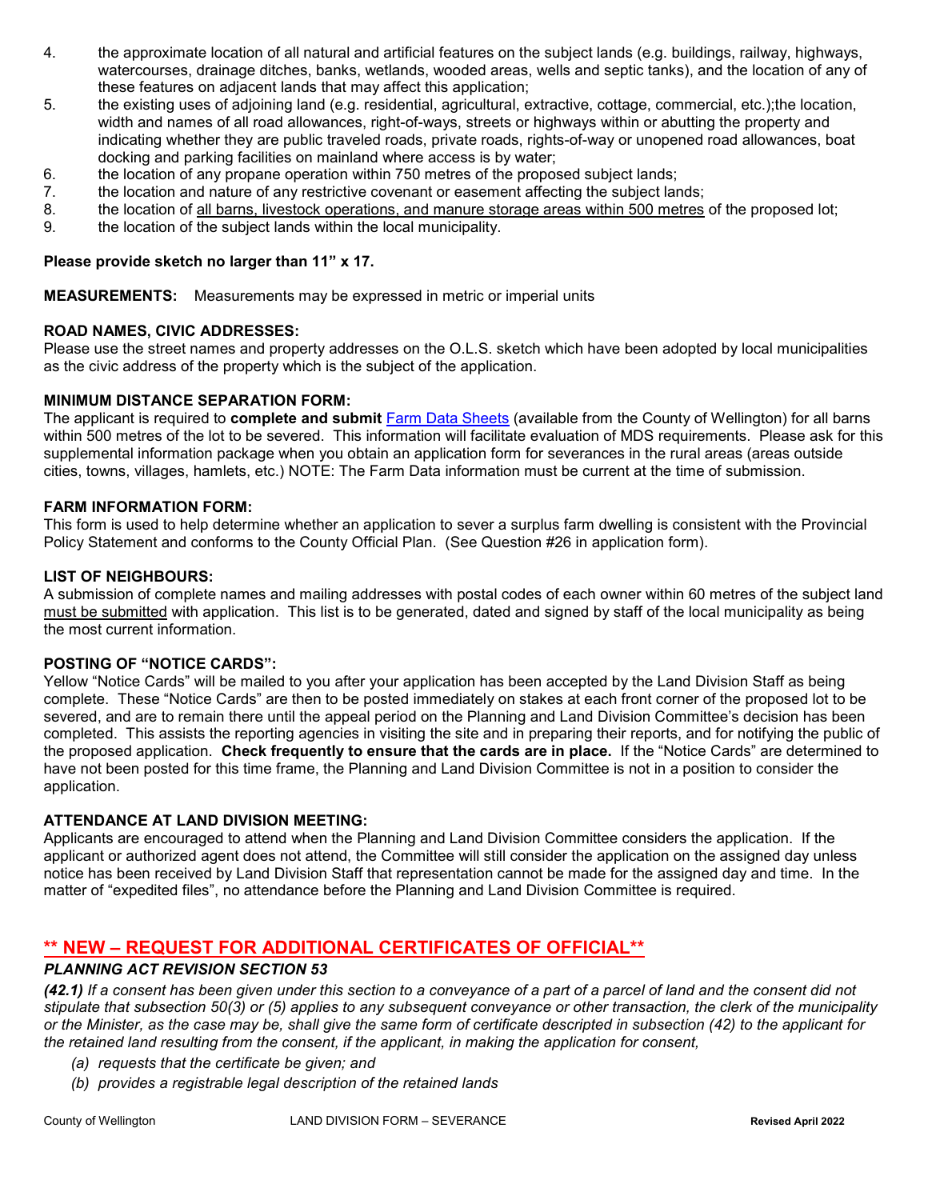4. the approximate location of all natural and artificial features on the subject lands (e.g. buildings, railway, highways, watercourses, drainage ditches, banks, wetlands, wooded areas, wells and septic tanks), and the location of any of these features on adjacent lands that may affect this application;
5. the existing uses of adjoining land (e.g. residential, agricultural, extractive, cottage, commercial, etc.);the location, width and names of all road allowances, right-of-ways, streets or highways within or abutting the property and indicating whether they are public traveled roads, private roads, rights-of-way or unopened road allowances, boat docking and parking facilities on mainland where access is by water;
6. the location of any propane operation within 750 metres of the proposed subject lands;
7. the location and nature of any restrictive covenant or easement affecting the subject lands;
8. the location of <u>all barns, livestock operations, and manure storage areas within 500 metres</u> of the proposed lot;
9. the location of the subject lands within the local municipality.

**Please provide sketch no larger than 11" x 17.**

**MEASUREMENTS:** Measurements may be expressed in metric or imperial units

**ROAD NAMES, CIVIC ADDRESSES:**
Please use the street names and property addresses on the O.L.S. sketch which have been adopted by local municipalities as the civic address of the property which is the subject of the application.

**MINIMUM DISTANCE SEPARATION FORM:**
The applicant is required to **complete and submit** Farm Data Sheets (available from the County of Wellington) for all barns within 500 metres of the lot to be severed. This information will facilitate evaluation of MDS requirements. Please ask for this supplemental information package when you obtain an application form for severances in the rural areas (areas outside cities, towns, villages, hamlets, etc.) NOTE: The Farm Data information must be current at the time of submission.

**FARM INFORMATION FORM:**
This form is used to help determine whether an application to sever a surplus farm dwelling is consistent with the Provincial Policy Statement and conforms to the County Official Plan. (See Question #26 in application form).

**LIST OF NEIGHBOURS:**
A submission of complete names and mailing addresses with postal codes of each owner within 60 metres of the subject land <u>must be submitted</u> with application. This list is to be generated, dated and signed by staff of the local municipality as being the most current information.

**POSTING OF "NOTICE CARDS":**
Yellow "Notice Cards" will be mailed to you after your application has been accepted by the Land Division Staff as being complete. These "Notice Cards" are then to be posted immediately on stakes at each front corner of the proposed lot to be severed, and are to remain there until the appeal period on the Planning and Land Division Committee's decision has been completed. This assists the reporting agencies in visiting the site and in preparing their reports, and for notifying the public of the proposed application. **Check frequently to ensure that the cards are in place.** If the "Notice Cards" are determined to have not been posted for this time frame, the Planning and Land Division Committee is not in a position to consider the application.

**ATTENDANCE AT LAND DIVISION MEETING:**
Applicants are encouraged to attend when the Planning and Land Division Committee considers the application. If the applicant or authorized agent does not attend, the Committee will still consider the application on the assigned day unless notice has been received by Land Division Staff that representation cannot be made for the assigned day and time. In the matter of "expedited files", no attendance before the Planning and Land Division Committee is required.

## <u>\*\* NEW – REQUEST FOR ADDITIONAL CERTIFICATES OF OFFICIAL\*\*</u>

### *PLANNING ACT REVISION SECTION 53*

***(42.1)*** *If a consent has been given under this section to a conveyance of a part of a parcel of land and the consent did not stipulate that subsection 50(3) or (5) applies to any subsequent conveyance or other transaction, the clerk of the municipality or the Minister, as the case may be, shall give the same form of certificate descripted in subsection (42) to the applicant for the retained land resulting from the consent, if the applicant, in making the application for consent,*

*(a) requests that the certificate be given; and*
*(b) provides a registrable legal description of the retained lands*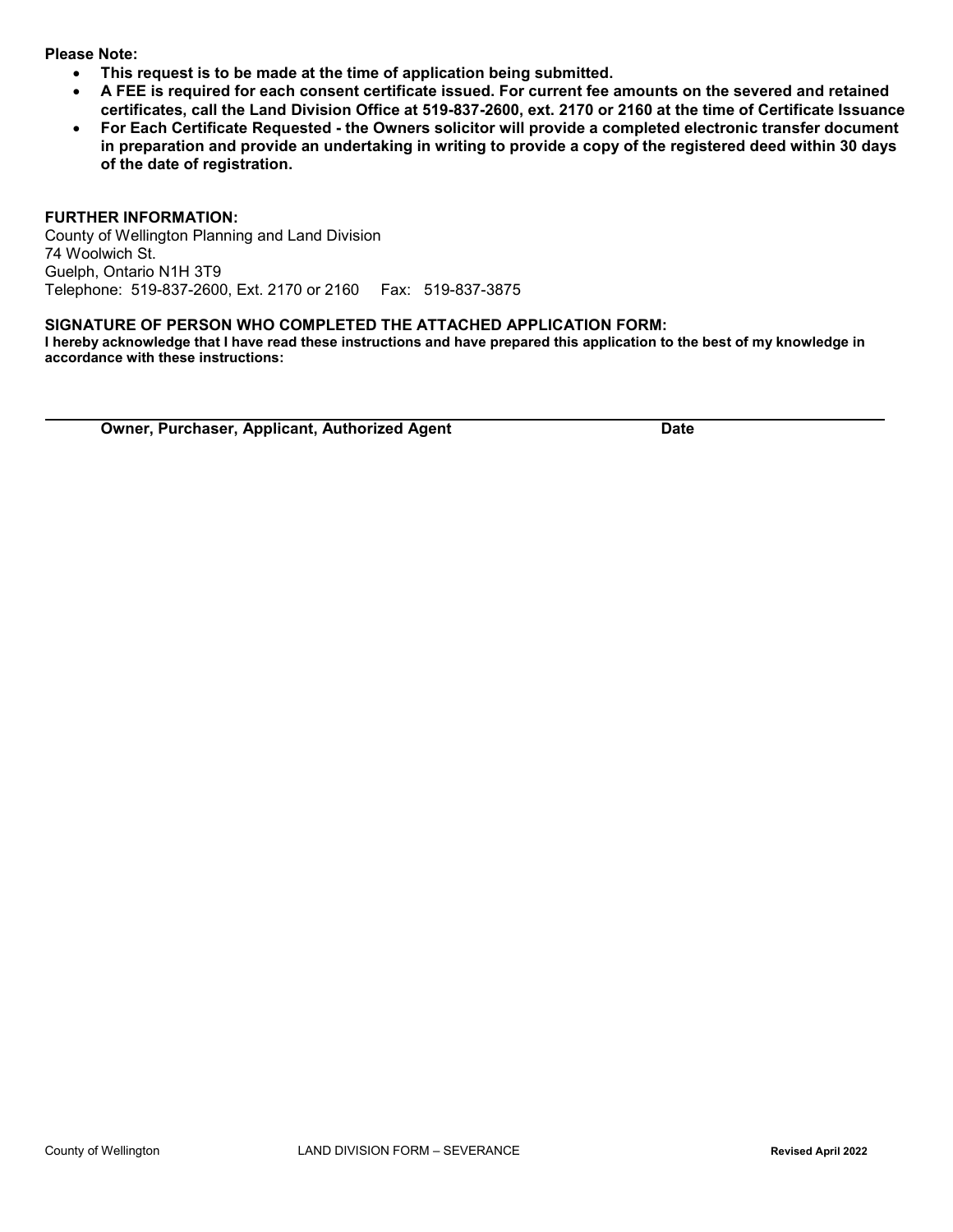**Please Note:**

- **This request is to be made at the time of application being submitted.**
- **A FEE is required for each consent certificate issued. For current fee amounts on the severed and retained certificates, call the Land Division Office at 519-837-2600, ext. 2170 or 2160 at the time of Certificate Issuance**
- **For Each Certificate Requested - the Owners solicitor will provide a completed electronic transfer document in preparation and provide an undertaking in writing to provide a copy of the registered deed within 30 days of the date of registration.**

**FURTHER INFORMATION:**

County of Wellington Planning and Land Division
74 Woolwich St.
Guelph, Ontario N1H 3T9
Telephone: 519-837-2600, Ext. 2170 or 2160 Fax: 519-837-3875

**SIGNATURE OF PERSON WHO COMPLETED THE ATTACHED APPLICATION FORM:**

**I hereby acknowledge that I have read these instructions and have prepared this application to the best of my knowledge in accordance with these instructions:**

______________________________________________________________________

**Owner, Purchaser, Applicant, Authorized Agent** **Date**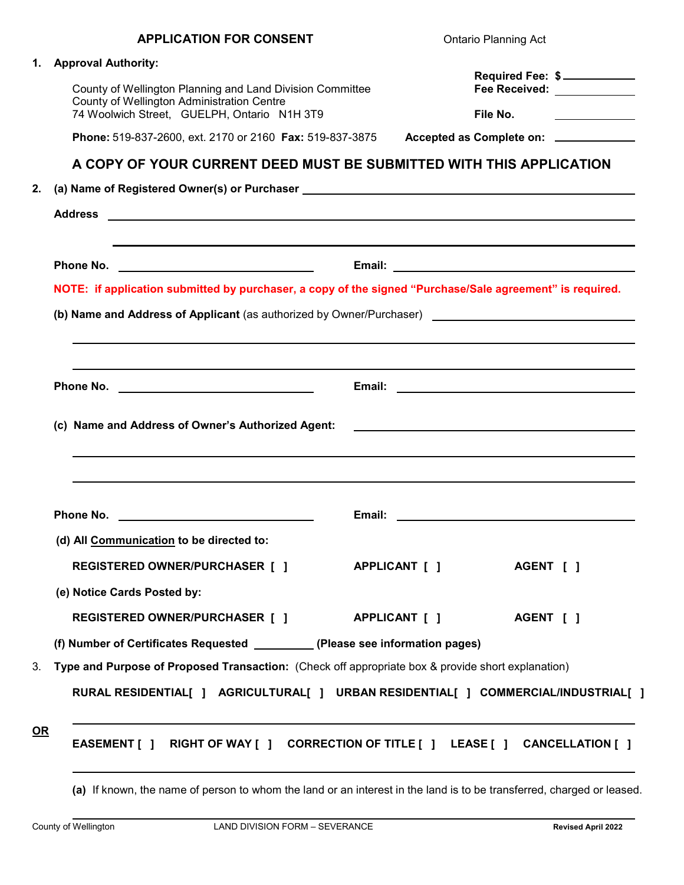**APPLICATION FOR CONSENT** Ontario Planning Act

**1. Approval Authority:**

County of Wellington Planning and Land Division Committee
County of Wellington Administration Centre
74 Woolwich Street, GUELPH, Ontario N1H 3T9

**Phone:** 519-837-2600, ext. 2170 or 2160 **Fax:** 519-837-3875

**Required Fee: $** ____________
**Fee Received:** ____________
**File No.** ____________
**Accepted as Complete on:** ____________

## A COPY OF YOUR CURRENT DEED MUST BE SUBMITTED WITH THIS APPLICATION

**2. (a) Name of Registered Owner(s) or Purchaser** ____________________________________________

**Address** ____________________________________________

____________________________________________

**Phone No.** ____________________ **Email:** ____________________

**NOTE: if application submitted by purchaser, a copy of the signed "Purchase/Sale agreement" is required.**

**(b) Name and Address of Applicant** (as authorized by Owner/Purchaser) ____________________

____________________________________________

____________________________________________

**Phone No.** ____________________ **Email:** ____________________

**(c) Name and Address of Owner's Authorized Agent:** ____________________

____________________________________________

____________________________________________

**Phone No.** ____________________ **Email:** ____________________

**(d) All Communication to be directed to:**

**REGISTERED OWNER/PURCHASER [ ]** **APPLICANT [ ]** **AGENT [ ]**

**(e) Notice Cards Posted by:**

**REGISTERED OWNER/PURCHASER [ ]** **APPLICANT [ ]** **AGENT [ ]**

**(f) Number of Certificates Requested** __________ **(Please see information pages)**

3. **Type and Purpose of Proposed Transaction:** (Check off appropriate box & provide short explanation)

**RURAL RESIDENTIAL[ ] AGRICULTURAL[ ] URBAN RESIDENTIAL[ ] COMMERCIAL/INDUSTRIAL[ ]**

____________________________________________

**OR**

**EASEMENT [ ] RIGHT OF WAY [ ] CORRECTION OF TITLE [ ] LEASE [ ] CANCELLATION [ ]**

____________________________________________

**(a)** If known, the name of person to whom the land or an interest in the land is to be transferred, charged or leased.

____________________________________________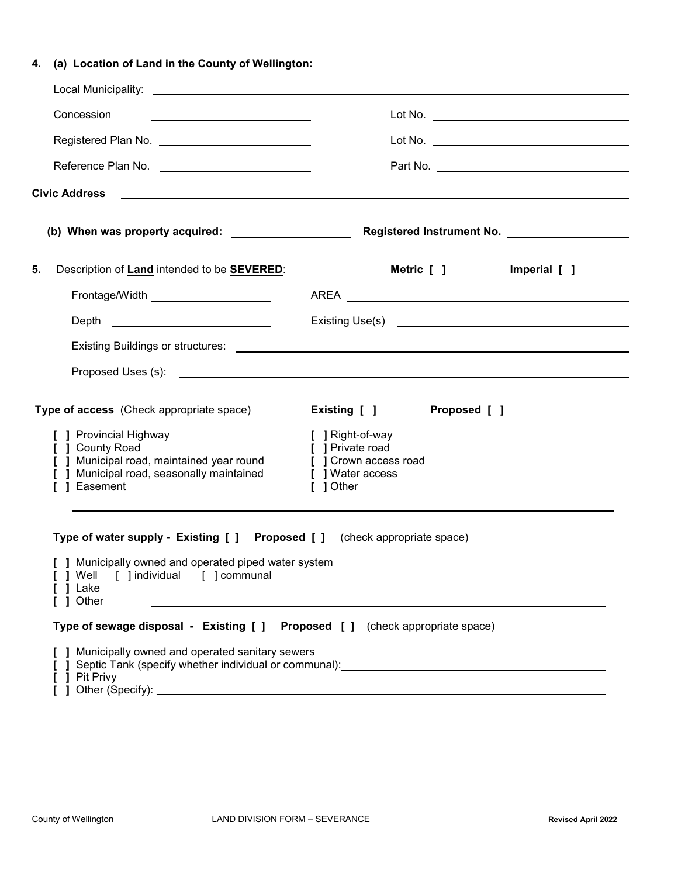**4. (a) Location of Land in the County of Wellington:**

Local Municipality: ______________________________

Concession ______________ Lot No. ______________

Registered Plan No. ______________ Lot No. ______________

Reference Plan No. ______________ Part No. ______________

**Civic Address** ______________________________

**(b) When was property acquired:** ______________ **Registered Instrument No.** ______________

**5.** Description of **Land** intended to be **SEVERED**: **Metric [ ]** **Imperial [ ]**

Frontage/Width ______________ AREA ______________

Depth ______________ Existing Use(s) ______________

Existing Buildings or structures: ______________________________

Proposed Uses (s): ______________________________

**Type of access** (Check appropriate space) **Existing [ ]** **Proposed [ ]**

[ ] Provincial Highway
[ ] County Road
[ ] Municipal road, maintained year round
[ ] Municipal road, seasonally maintained
[ ] Easement
[ ] Right-of-way
[ ] Private road
[ ] Crown access road
[ ] Water access
[ ] Other

______________________________

**Type of water supply - Existing [ ] Proposed [ ]** (check appropriate space)

[ ] Municipally owned and operated piped water system
[ ] Well [ ] individual [ ] communal
[ ] Lake
[ ] Other ______________________________

**Type of sewage disposal - Existing [ ] Proposed [ ]** (check appropriate space)

[ ] Municipally owned and operated sanitary sewers
[ ] Septic Tank (specify whether individual or communal): ______________
[ ] Pit Privy
[ ] Other (Specify): ______________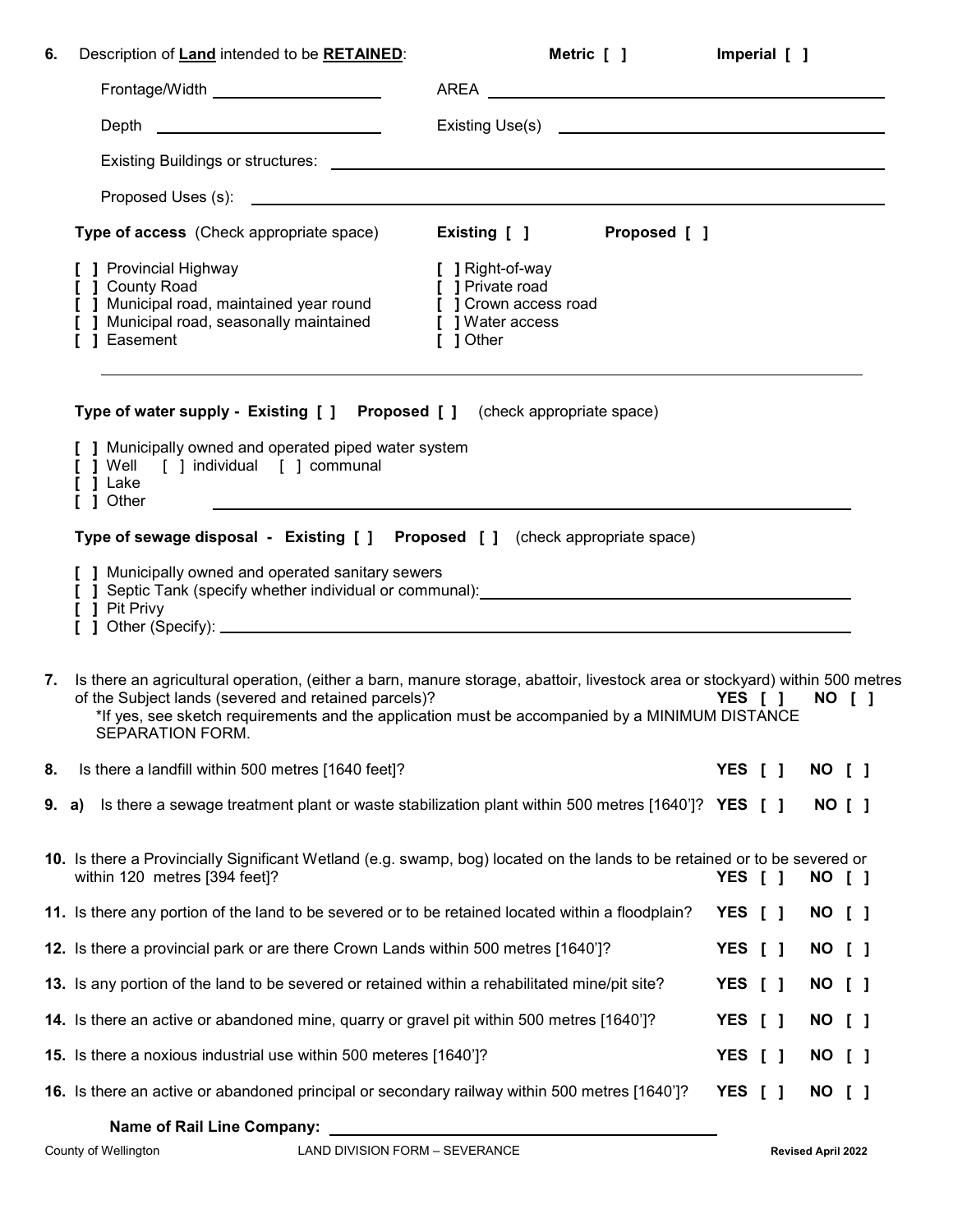**6.** Description of **Land** intended to be **RETAINED**: **Metric [ ]** **Imperial [ ]**

Frontage/Width ____________________ AREA ____________________

Depth ____________________ Existing Use(s) ____________________

Existing Buildings or structures: ____________________

Proposed Uses (s): ____________________

**Type of access** (Check appropriate space) **Existing [ ]** **Proposed [ ]**

- **[ ]** Provincial Highway
- **[ ]** County Road
- **[ ]** Municipal road, maintained year round
- **[ ]** Municipal road, seasonally maintained
- **[ ]** Easement
- **[ ]** Right-of-way
- **[ ]** Private road
- **[ ]** Crown access road
- **[ ]** Water access
- **[ ]** Other

____________________

**Type of water supply - Existing [ ] Proposed [ ]** (check appropriate space)

- **[ ]** Municipally owned and operated piped water system
- **[ ]** Well [ ] individual [ ] communal
- **[ ]** Lake
- **[ ]** Other ____________________

**Type of sewage disposal - Existing [ ] Proposed [ ]** (check appropriate space)

- **[ ]** Municipally owned and operated sanitary sewers
- **[ ]** Septic Tank (specify whether individual or communal): ____________________
- **[ ]** Pit Privy
- **[ ]** Other (Specify): ____________________

**7.** Is there an agricultural operation, (either a barn, manure storage, abattoir, livestock area or stockyard) within 500 metres of the Subject lands (severed and retained parcels)? **YES [ ] NO [ ]**
*If yes, see sketch requirements and the application must be accompanied by a MINIMUM DISTANCE SEPARATION FORM.

**8.** Is there a landfill within 500 metres [1640 feet]? **YES [ ] NO [ ]**

**9. a)** Is there a sewage treatment plant or waste stabilization plant within 500 metres [1640']? **YES [ ] NO [ ]**

**10.** Is there a Provincially Significant Wetland (e.g. swamp, bog) located on the lands to be retained or to be severed or within 120 metres [394 feet]? **YES [ ] NO [ ]**

**11.** Is there any portion of the land to be severed or to be retained located within a floodplain? **YES [ ] NO [ ]**

**12.** Is there a provincial park or are there Crown Lands within 500 metres [1640']? **YES [ ] NO [ ]**

**13.** Is any portion of the land to be severed or retained within a rehabilitated mine/pit site? **YES [ ] NO [ ]**

**14.** Is there an active or abandoned mine, quarry or gravel pit within 500 metres [1640']? **YES [ ] NO [ ]**

**15.** Is there a noxious industrial use within 500 meteres [1640']? **YES [ ] NO [ ]**

**16.** Is there an active or abandoned principal or secondary railway within 500 metres [1640']? **YES [ ] NO [ ]**

**Name of Rail Line Company:** ____________________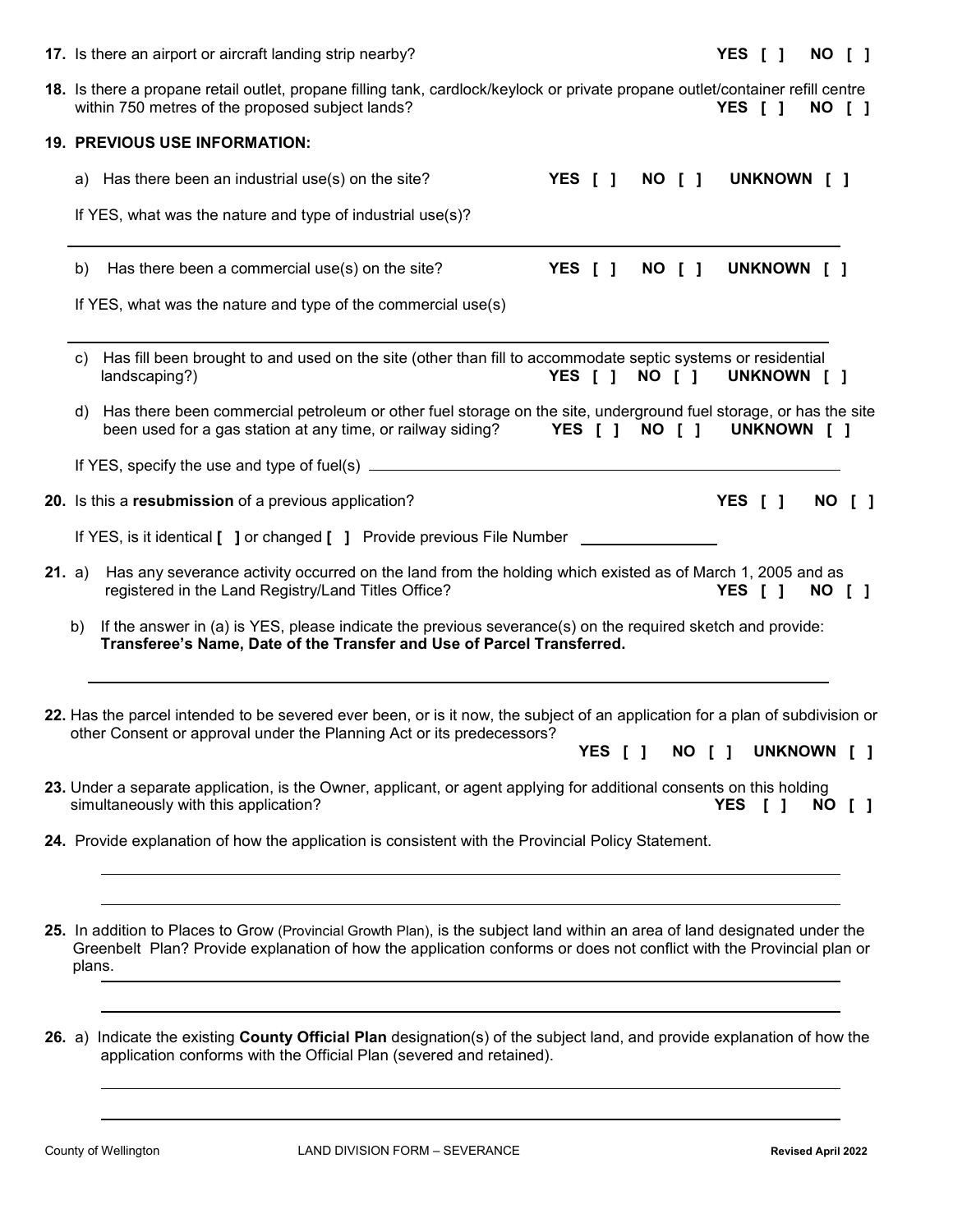**17.** Is there an airport or aircraft landing strip nearby? **YES [ ] NO [ ]**

**18.** Is there a propane retail outlet, propane filling tank, cardlock/keylock or private propane outlet/container refill centre within 750 metres of the proposed subject lands? **YES [ ] NO [ ]**

**19. PREVIOUS USE INFORMATION:**

a) Has there been an industrial use(s) on the site? **YES [ ] NO [ ] UNKNOWN [ ]**

If YES, what was the nature and type of industrial use(s)?

_______________________________________________

b) Has there been a commercial use(s) on the site? **YES [ ] NO [ ] UNKNOWN [ ]**

If YES, what was the nature and type of the commercial use(s)

_______________________________________________

c) Has fill been brought to and used on the site (other than fill to accommodate septic systems or residential landscaping?) **YES [ ] NO [ ] UNKNOWN [ ]**

d) Has there been commercial petroleum or other fuel storage on the site, underground fuel storage, or has the site been used for a gas station at any time, or railway siding? **YES [ ] NO [ ] UNKNOWN [ ]**

If YES, specify the use and type of fuel(s) _______________________________________________

**20.** Is this a **resubmission** of a previous application? **YES [ ] NO [ ]**

If YES, is it identical **[ ]** or changed **[ ]** Provide previous File Number _______________

**21.** a) Has any severance activity occurred on the land from the holding which existed as of March 1, 2005 and as registered in the Land Registry/Land Titles Office? **YES [ ] NO [ ]**

b) If the answer in (a) is YES, please indicate the previous severance(s) on the required sketch and provide: **Transferee's Name, Date of the Transfer and Use of Parcel Transferred.**

_______________________________________________

**22.** Has the parcel intended to be severed ever been, or is it now, the subject of an application for a plan of subdivision or other Consent or approval under the Planning Act or its predecessors? **YES [ ] NO [ ] UNKNOWN [ ]**

**23.** Under a separate application, is the Owner, applicant, or agent applying for additional consents on this holding simultaneously with this application? **YES [ ] NO [ ]**

**24.** Provide explanation of how the application is consistent with the Provincial Policy Statement.

_______________________________________________

_______________________________________________

**25.** In addition to Places to Grow (Provincial Growth Plan), is the subject land within an area of land designated under the Greenbelt Plan? Provide explanation of how the application conforms or does not conflict with the Provincial plan or plans.

_______________________________________________

_______________________________________________

**26.** a) Indicate the existing **County Official Plan** designation(s) of the subject land, and provide explanation of how the application conforms with the Official Plan (severed and retained).

_______________________________________________

_______________________________________________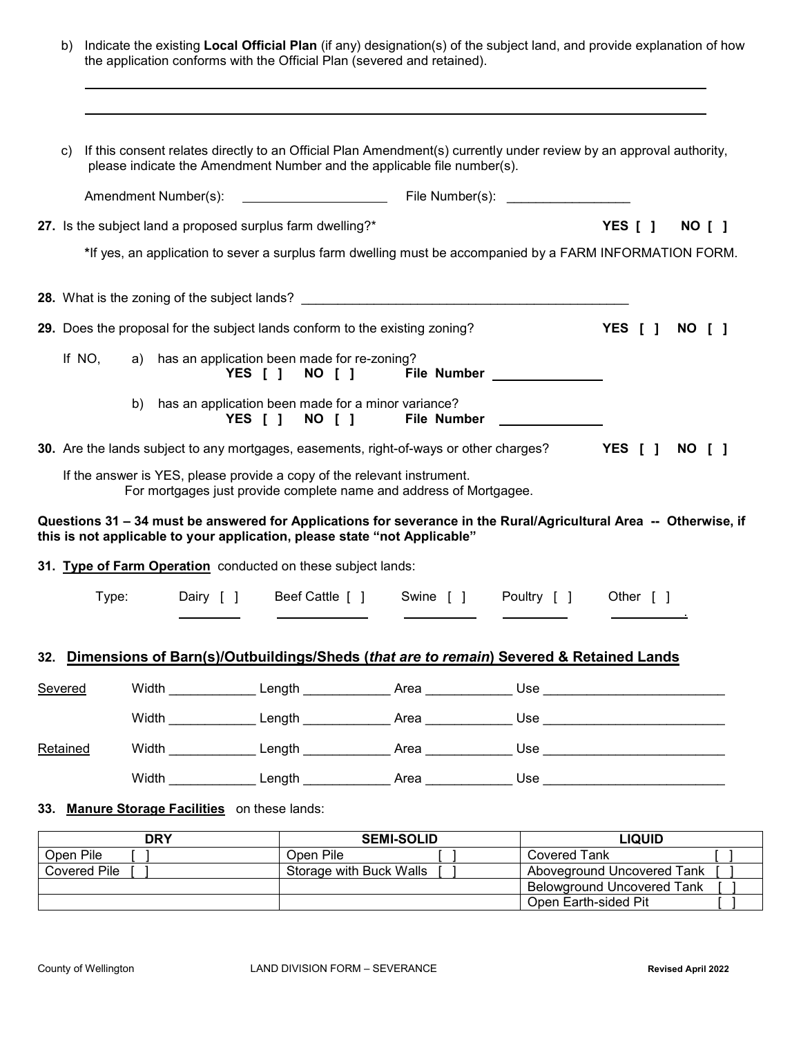b) Indicate the existing **Local Official Plan** (if any) designation(s) of the subject land, and provide explanation of how the application conforms with the Official Plan (severed and retained).

______________________________________________________________________________

______________________________________________________________________________

c) If this consent relates directly to an Official Plan Amendment(s) currently under review by an approval authority, please indicate the Amendment Number and the applicable file number(s).

Amendment Number(s): ____________________ File Number(s): _________________

**27.** Is the subject land a proposed surplus farm dwelling?* **YES [ ] NO [ ]**

***If yes, an application to sever a surplus farm dwelling must be accompanied by a FARM INFORMATION FORM.**

**28.** What is the zoning of the subject lands? _______________________________________________

**29.** Does the proposal for the subject lands conform to the existing zoning? **YES [ ] NO [ ]**

If NO,

a) has an application been made for re-zoning?
**YES [ ] NO [ ] File Number** _______________

b) has an application been made for a minor variance?
**YES [ ] NO [ ] File Number** _______________

**30.** Are the lands subject to any mortgages, easements, right-of-ways or other charges? **YES [ ] NO [ ]**

If the answer is YES, please provide a copy of the relevant instrument.
For mortgages just provide complete name and address of Mortgagee.

**Questions 31 – 34 must be answered for Applications for severance in the Rural/Agricultural Area -- Otherwise, if this is not applicable to your application, please state "not Applicable"**

**31.** **Type of Farm Operation** conducted on these subject lands:

Type: Dairy [ ] Beef Cattle [ ] Swine [ ] Poultry [ ] Other [ ]

**32.** **Dimensions of Barn(s)/Outbuildings/Sheds (*that are to remain*) Severed & Retained Lands**

Severed

Width ____________ Length ____________ Area ____________ Use _________________________

Width ____________ Length ____________ Area ____________ Use _________________________

Retained

Width ____________ Length ____________ Area ____________ Use _________________________

Width ____________ Length ____________ Area ____________ Use _________________________

**33.** **Manure Storage Facilities** on these lands:

| DRY | SEMI-SOLID | LIQUID |
|---|---|---|
| Open Pile [ ] | Open Pile [ ] | Covered Tank [ ] |
| Covered Pile [ ] | Storage with Buck Walls [ ] | Aboveground Uncovered Tank [ ] |
| | | Belowground Uncovered Tank [ ] |
| | | Open Earth-sided Pit [ ] |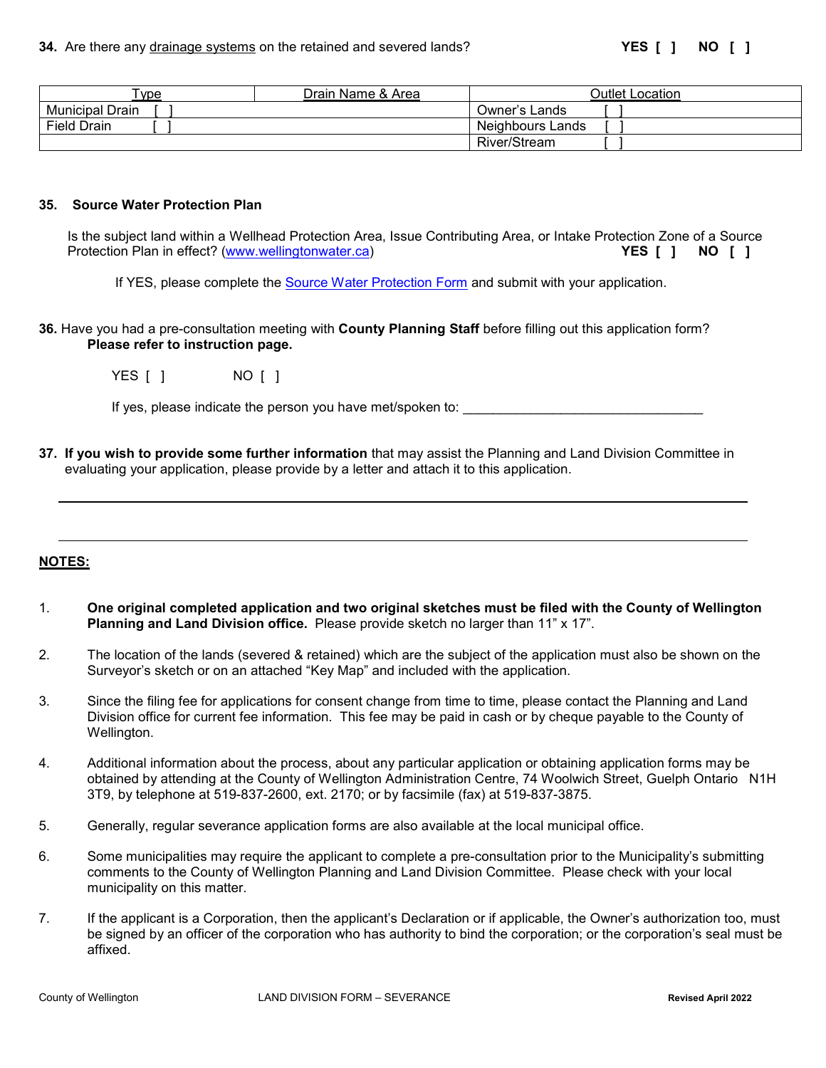**34.** Are there any drainage systems on the retained and severed lands? **YES [ ] NO [ ]**

| Type | Drain Name & Area | Outlet Location |
|---|---|---|
| Municipal Drain [ ] | | Owner's Lands [ ] |
| Field Drain [ ] | | Neighbours Lands [ ] |
| | | River/Stream [ ] |

**35. Source Water Protection Plan**

Is the subject land within a Wellhead Protection Area, Issue Contributing Area, or Intake Protection Zone of a Source Protection Plan in effect? (www.wellingtonwater.ca) **YES [ ] NO [ ]**

If YES, please complete the Source Water Protection Form and submit with your application.

**36.** Have you had a pre-consultation meeting with **County Planning Staff** before filling out this application form? **Please refer to instruction page.**

YES [ ] NO [ ]

If yes, please indicate the person you have met/spoken to: ________________________________

**37. If you wish to provide some further information** that may assist the Planning and Land Division Committee in evaluating your application, please provide by a letter and attach it to this application.

______________________________________________________________________

______________________________________________________________________

**NOTES:**

1. **One original completed application and two original sketches must be filed with the County of Wellington Planning and Land Division office.** Please provide sketch no larger than 11" x 17".

2. The location of the lands (severed & retained) which are the subject of the application must also be shown on the Surveyor's sketch or on an attached "Key Map" and included with the application.

3. Since the filing fee for applications for consent change from time to time, please contact the Planning and Land Division office for current fee information. This fee may be paid in cash or by cheque payable to the County of Wellington.

4. Additional information about the process, about any particular application or obtaining application forms may be obtained by attending at the County of Wellington Administration Centre, 74 Woolwich Street, Guelph Ontario N1H 3T9, by telephone at 519-837-2600, ext. 2170; or by facsimile (fax) at 519-837-3875.

5. Generally, regular severance application forms are also available at the local municipal office.

6. Some municipalities may require the applicant to complete a pre-consultation prior to the Municipality's submitting comments to the County of Wellington Planning and Land Division Committee. Please check with your local municipality on this matter.

7. If the applicant is a Corporation, then the applicant's Declaration or if applicable, the Owner's authorization too, must be signed by an officer of the corporation who has authority to bind the corporation; or the corporation's seal must be affixed.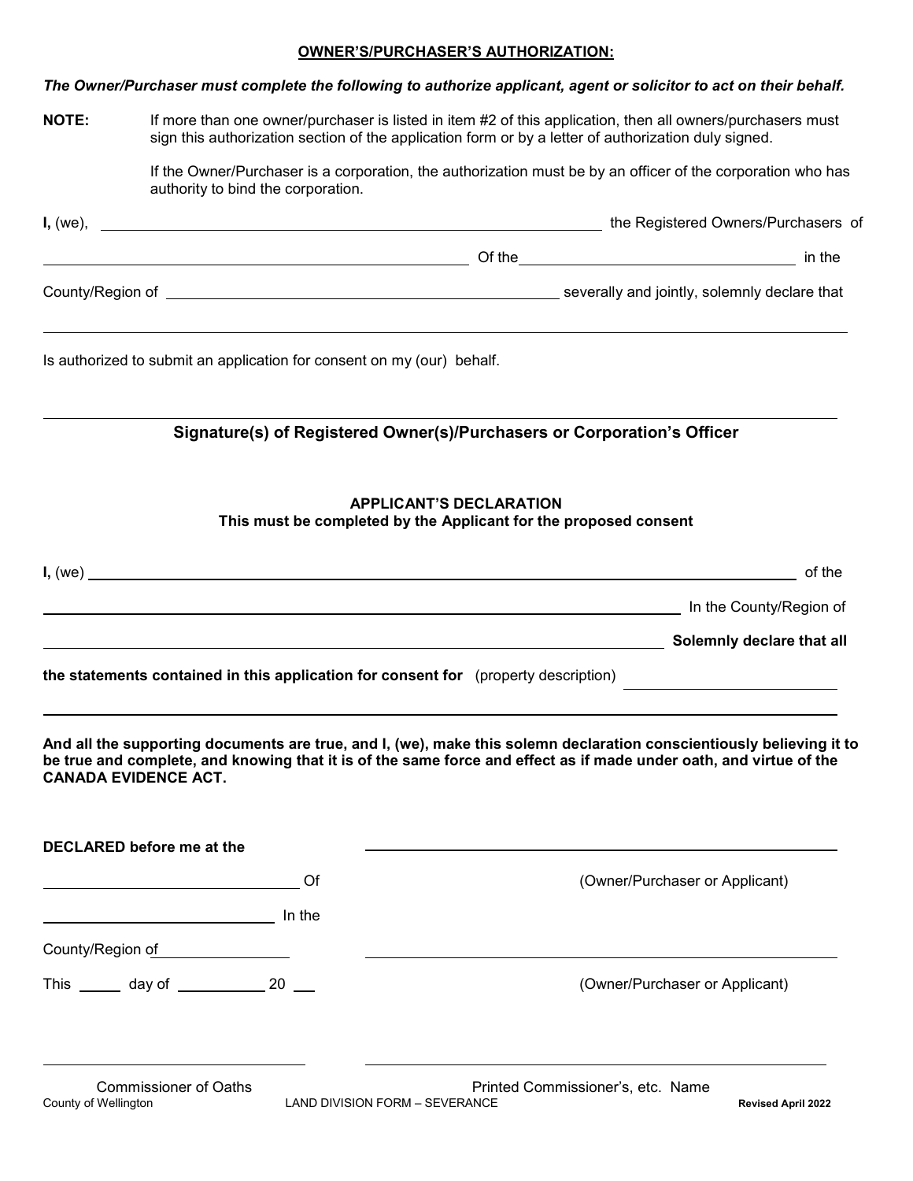**OWNER'S/PURCHASER'S AUTHORIZATION:**

***The Owner/Purchaser must complete the following to authorize applicant, agent or solicitor to act on their behalf.***

**NOTE:** If more than one owner/purchaser is listed in item #2 of this application, then all owners/purchasers must sign this authorization section of the application form or by a letter of authorization duly signed.

If the Owner/Purchaser is a corporation, the authorization must be by an officer of the corporation who has authority to bind the corporation.

**I,** (we), ______________________________ the Registered Owners/Purchasers of

______________________________ Of the ______________________________ in the

County/Region of ______________________________ severally and jointly, solemnly declare that

______________________________

Is authorized to submit an application for consent on my (our) behalf.

______________________________

**Signature(s) of Registered Owner(s)/Purchasers or Corporation's Officer**

**APPLICANT'S DECLARATION**
**This must be completed by the Applicant for the proposed consent**

**I,** (we) ______________________________ of the

______________________________ In the County/Region of

______________________________ **Solemnly declare that all**

**the statements contained in this application for consent for** (property description) ______________________________

______________________________

**And all the supporting documents are true, and I, (we), make this solemn declaration conscientiously believing it to be true and complete, and knowing that it is of the same force and effect as if made under oath, and virtue of the CANADA EVIDENCE ACT.**

**DECLARED before me at the**

______________________________ Of

______________________________ In the

County/Region of ______________________________

This _____ day of ___________ 20 ___

______________________________
(Owner/Purchaser or Applicant)

______________________________
(Owner/Purchaser or Applicant)

______________________________
Commissioner of Oaths

______________________________
Printed Commissioner's, etc. Name

County of Wellington LAND DIVISION FORM – SEVERANCE **Revised April 2022**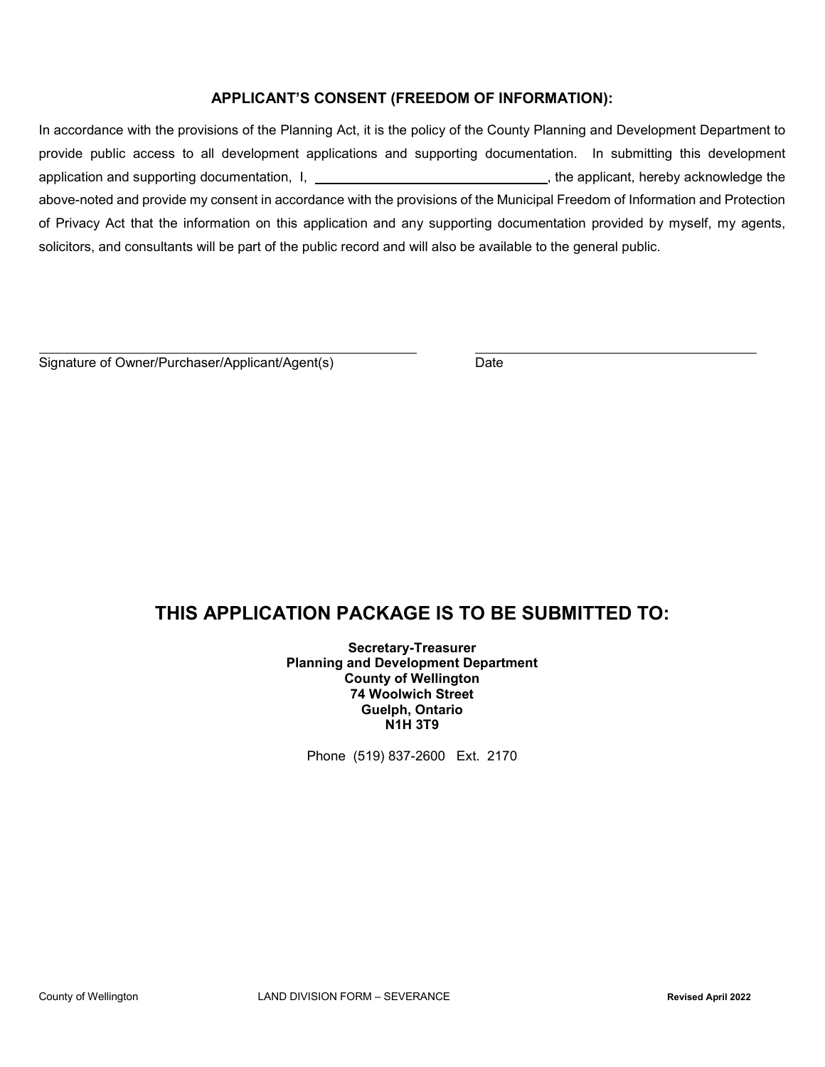## APPLICANT'S CONSENT (FREEDOM OF INFORMATION):

In accordance with the provisions of the Planning Act, it is the policy of the County Planning and Development Department to provide public access to all development applications and supporting documentation. In submitting this development application and supporting documentation, I, \_\_\_\_\_\_\_\_\_\_\_\_\_\_\_\_\_\_\_\_\_\_\_\_\_\_\_\_\_\_\_\_, the applicant, hereby acknowledge the above-noted and provide my consent in accordance with the provisions of the Municipal Freedom of Information and Protection of Privacy Act that the information on this application and any supporting documentation provided by myself, my agents, solicitors, and consultants will be part of the public record and will also be available to the general public.

\_\_\_\_\_\_\_\_\_\_\_\_\_\_\_\_\_\_\_\_\_\_\_\_\_\_\_\_\_\_\_\_\_\_\_\_\_\_\_\_\_\_\_\_ \_\_\_\_\_\_\_\_\_\_\_\_\_\_\_\_\_\_\_\_\_\_\_\_\_\_\_\_\_\_\_\_\_\_\_\_

Signature of Owner/Purchaser/Applicant/Agent(s) Date

# THIS APPLICATION PACKAGE IS TO BE SUBMITTED TO:

**Secretary-Treasurer**
**Planning and Development Department**
**County of Wellington**
**74 Woolwich Street**
**Guelph, Ontario**
**N1H 3T9**

Phone (519) 837-2600 Ext. 2170